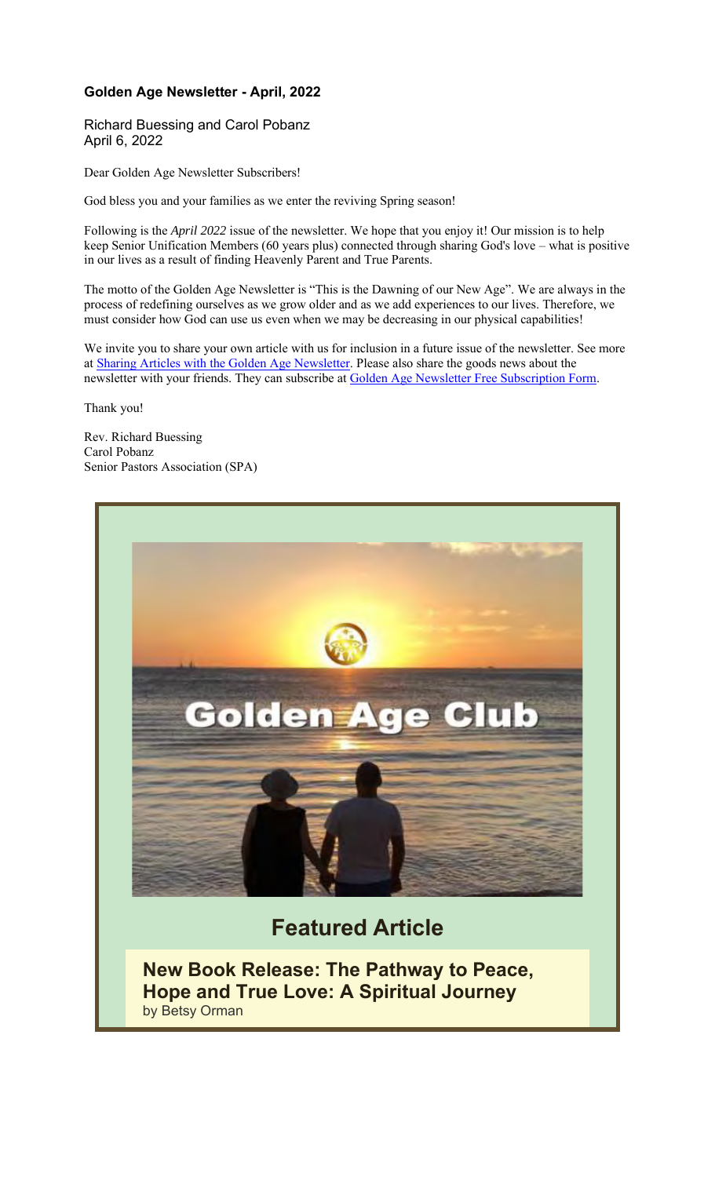### Golden Age Newsletter - April, 2022

Richard Buessing and Carol Pobanz
April 6, 2022

Dear Golden Age Newsletter Subscribers!

God bless you and your families as we enter the reviving Spring season!

Following is the *April 2022* issue of the newsletter. We hope that you enjoy it! Our mission is to help keep Senior Unification Members (60 years plus) connected through sharing God's love – what is positive in our lives as a result of finding Heavenly Parent and True Parents.

The motto of the Golden Age Newsletter is "This is the Dawning of our New Age". We are always in the process of redefining ourselves as we grow older and as we add experiences to our lives. Therefore, we must consider how God can use us even when we may be decreasing in our physical capabilities!

We invite you to share your own article with us for inclusion in a future issue of the newsletter. See more at Sharing Articles with the Golden Age Newsletter. Please also share the goods news about the newsletter with your friends. They can subscribe at Golden Age Newsletter Free Subscription Form.

Thank you!

Rev. Richard Buessing
Carol Pobanz
Senior Pastors Association (SPA)

Golden Age Club

## Featured Article

### New Book Release: The Pathway to Peace, Hope and True Love: A Spiritual Journey

by Betsy Orman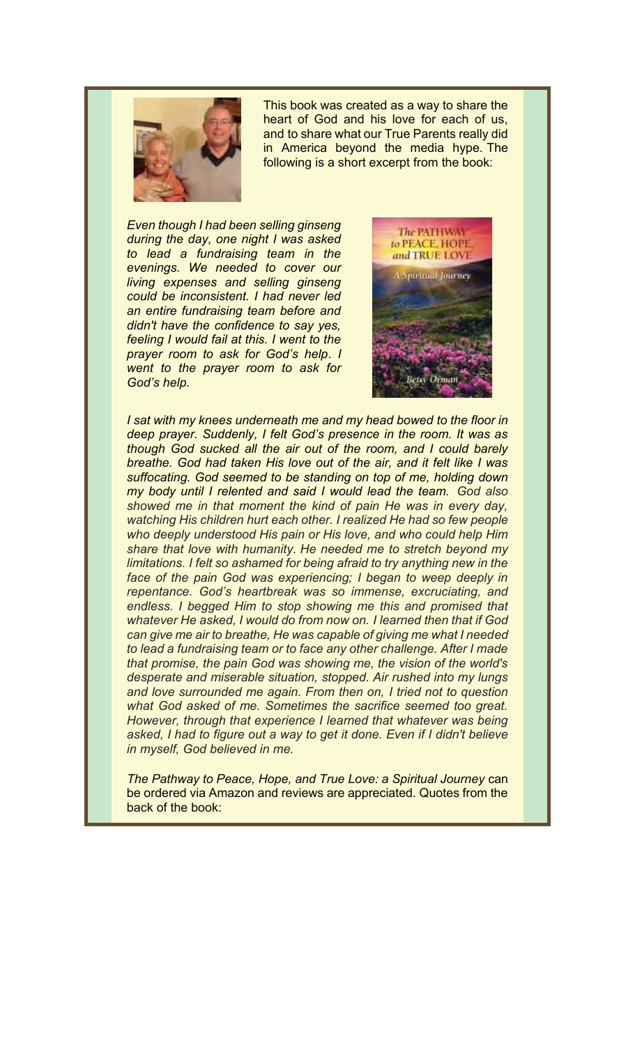This book was created as a way to share the heart of God and his love for each of us, and to share what our True Parents really did in America beyond the media hype. The following is a short excerpt from the book:

*Even though I had been selling ginseng during the day, one night I was asked to lead a fundraising team in the evenings. We needed to cover our living expenses and selling ginseng could be inconsistent. I had never led an entire fundraising team before and didn't have the confidence to say yes, feeling I would fail at this. I went to the prayer room to ask for God's help. I went to the prayer room to ask for God's help.*

*I sat with my knees underneath me and my head bowed to the floor in deep prayer. Suddenly, I felt God's presence in the room. It was as though God sucked all the air out of the room, and I could barely breathe. God had taken His love out of the air, and it felt like I was suffocating. God seemed to be standing on top of me, holding down my body until I relented and said I would lead the team. God also showed me in that moment the kind of pain He was in every day, watching His children hurt each other. I realized He had so few people who deeply understood His pain or His love, and who could help Him share that love with humanity. He needed me to stretch beyond my limitations. I felt so ashamed for being afraid to try anything new in the face of the pain God was experiencing; I began to weep deeply in repentance. God's heartbreak was so immense, excruciating, and endless. I begged Him to stop showing me this and promised that whatever He asked, I would do from now on. I learned then that if God can give me air to breathe, He was capable of giving me what I needed to lead a fundraising team or to face any other challenge. After I made that promise, the pain God was showing me, the vision of the world's desperate and miserable situation, stopped. Air rushed into my lungs and love surrounded me again. From then on, I tried not to question what God asked of me. Sometimes the sacrifice seemed too great. However, through that experience I learned that whatever was being asked, I had to figure out a way to get it done. Even if I didn't believe in myself, God believed in me.*

*The Pathway to Peace, Hope, and True Love: a Spiritual Journey* can be ordered via Amazon and reviews are appreciated. Quotes from the back of the book: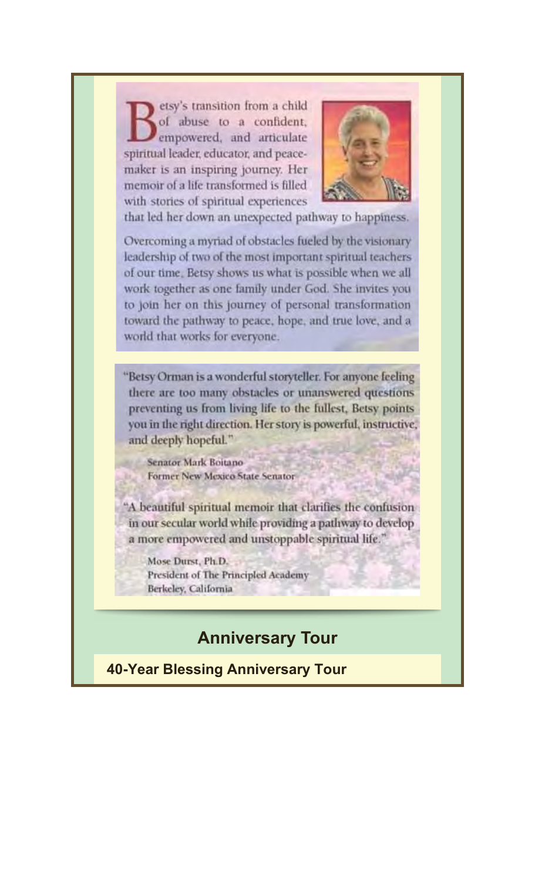Betsy's transition from a child of abuse to a confident, empowered, and articulate spiritual leader, educator, and peacemaker is an inspiring journey. Her memoir of a life transformed is filled with stories of spiritual experiences that led her down an unexpected pathway to happiness.

Overcoming a myriad of obstacles fueled by the visionary leadership of two of the most important spiritual teachers of our time, Betsy shows us what is possible when we all work together as one family under God. She invites you to join her on this journey of personal transformation toward the pathway to peace, hope, and true love, and a world that works for everyone.

"Betsy Orman is a wonderful storyteller. For anyone feeling there are too many obstacles or unanswered questions preventing us from living life to the fullest, Betsy points you in the right direction. Her story is powerful, instructive, and deeply hopeful."

Senator Mark Boitano
Former New Mexico State Senator

"A beautiful spiritual memoir that clarifies the confusion in our secular world while providing a pathway to develop a more empowered and unstoppable spiritual life."

Mose Durst, Ph.D.
President of The Principled Academy
Berkeley, California

## Anniversary Tour

**40-Year Blessing Anniversary Tour**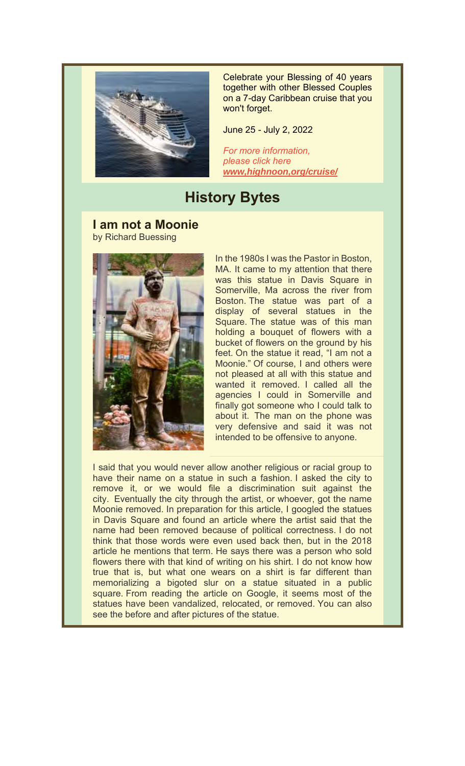Celebrate your Blessing of 40 years together with other Blessed Couples on a 7-day Caribbean cruise that you won't forget.

June 25 - July 2, 2022

*For more information, please click here*
***www,highnoon,org/cruise/***

## History Bytes

### I am not a Moonie

by Richard Buessing

In the 1980s I was the Pastor in Boston, MA. It came to my attention that there was this statue in Davis Square in Somerville, Ma across the river from Boston. The statue was part of a display of several statues in the Square. The statue was of this man holding a bouquet of flowers with a bucket of flowers on the ground by his feet. On the statue it read, "I am not a Moonie." Of course, I and others were not pleased at all with this statue and wanted it removed. I called all the agencies I could in Somerville and finally got someone who I could talk to about it. The man on the phone was very defensive and said it was not intended to be offensive to anyone.

I said that you would never allow another religious or racial group to have their name on a statue in such a fashion. I asked the city to remove it, or we would file a discrimination suit against the city. Eventually the city through the artist, or whoever, got the name Moonie removed. In preparation for this article, I googled the statues in Davis Square and found an article where the artist said that the name had been removed because of political correctness. I do not think that those words were even used back then, but in the 2018 article he mentions that term. He says there was a person who sold flowers there with that kind of writing on his shirt. I do not know how true that is, but what one wears on a shirt is far different than memorializing a bigoted slur on a statue situated in a public square. From reading the article on Google, it seems most of the statues have been vandalized, relocated, or removed. You can also see the before and after pictures of the statue.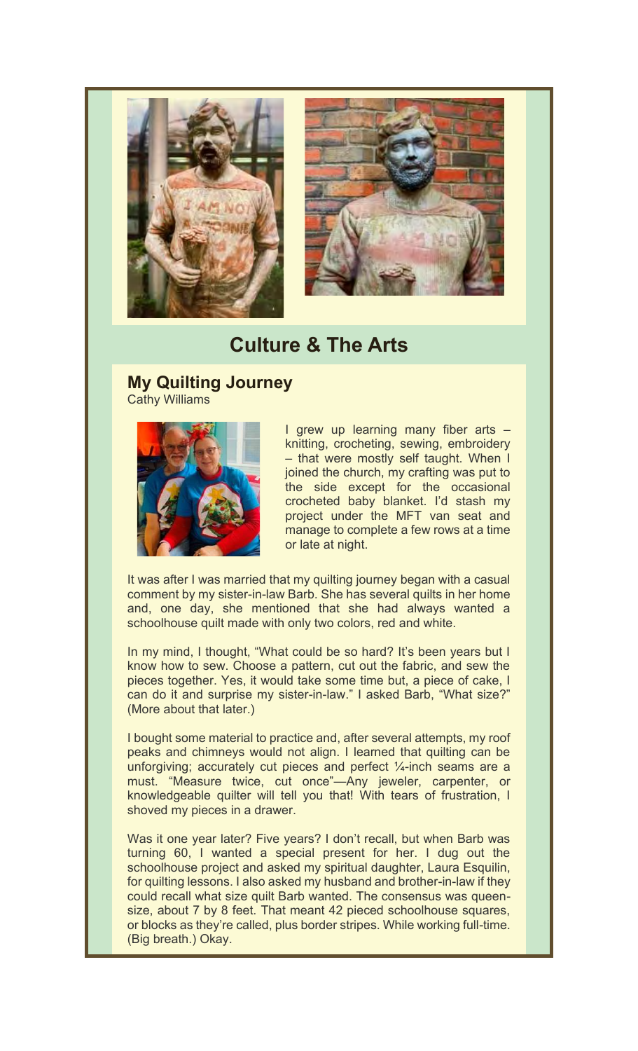## Culture & The Arts

### My Quilting Journey

Cathy Williams

I grew up learning many fiber arts – knitting, crocheting, sewing, embroidery – that were mostly self taught. When I joined the church, my crafting was put to the side except for the occasional crocheted baby blanket. I'd stash my project under the MFT van seat and manage to complete a few rows at a time or late at night.

It was after I was married that my quilting journey began with a casual comment by my sister-in-law Barb. She has several quilts in her home and, one day, she mentioned that she had always wanted a schoolhouse quilt made with only two colors, red and white.

In my mind, I thought, "What could be so hard? It's been years but I know how to sew. Choose a pattern, cut out the fabric, and sew the pieces together. Yes, it would take some time but, a piece of cake, I can do it and surprise my sister-in-law." I asked Barb, "What size?" (More about that later.)

I bought some material to practice and, after several attempts, my roof peaks and chimneys would not align. I learned that quilting can be unforgiving; accurately cut pieces and perfect ¼-inch seams are a must. "Measure twice, cut once"—Any jeweler, carpenter, or knowledgeable quilter will tell you that! With tears of frustration, I shoved my pieces in a drawer.

Was it one year later? Five years? I don't recall, but when Barb was turning 60, I wanted a special present for her. I dug out the schoolhouse project and asked my spiritual daughter, Laura Esquilin, for quilting lessons. I also asked my husband and brother-in-law if they could recall what size quilt Barb wanted. The consensus was queen-size, about 7 by 8 feet. That meant 42 pieced schoolhouse squares, or blocks as they're called, plus border stripes. While working full-time. (Big breath.) Okay.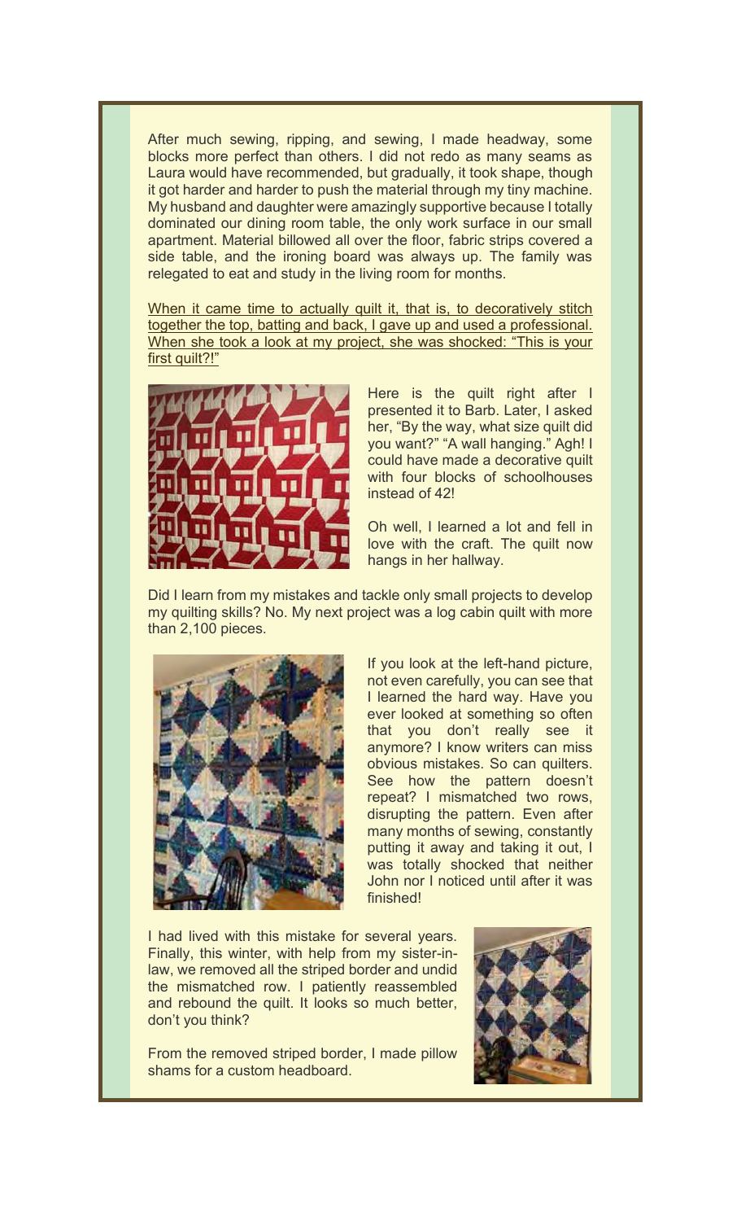After much sewing, ripping, and sewing, I made headway, some blocks more perfect than others. I did not redo as many seams as Laura would have recommended, but gradually, it took shape, though it got harder and harder to push the material through my tiny machine. My husband and daughter were amazingly supportive because I totally dominated our dining room table, the only work surface in our small apartment. Material billowed all over the floor, fabric strips covered a side table, and the ironing board was always up. The family was relegated to eat and study in the living room for months.

<u>When it came time to actually quilt it, that is, to decoratively stitch together the top, batting and back, I gave up and used a professional. When she took a look at my project, she was shocked: "This is your first quilt?!"</u>

Here is the quilt right after I presented it to Barb. Later, I asked her, "By the way, what size quilt did you want?" "A wall hanging." Agh! I could have made a decorative quilt with four blocks of schoolhouses instead of 42!

Oh well, I learned a lot and fell in love with the craft. The quilt now hangs in her hallway.

Did I learn from my mistakes and tackle only small projects to develop my quilting skills? No. My next project was a log cabin quilt with more than 2,100 pieces.

If you look at the left-hand picture, not even carefully, you can see that I learned the hard way. Have you ever looked at something so often that you don't really see it anymore? I know writers can miss obvious mistakes. So can quilters. See how the pattern doesn't repeat? I mismatched two rows, disrupting the pattern. Even after many months of sewing, constantly putting it away and taking it out, I was totally shocked that neither John nor I noticed until after it was finished!

I had lived with this mistake for several years. Finally, this winter, with help from my sister-in-law, we removed all the striped border and undid the mismatched row. I patiently reassembled and rebound the quilt. It looks so much better, don't you think?

From the removed striped border, I made pillow shams for a custom headboard.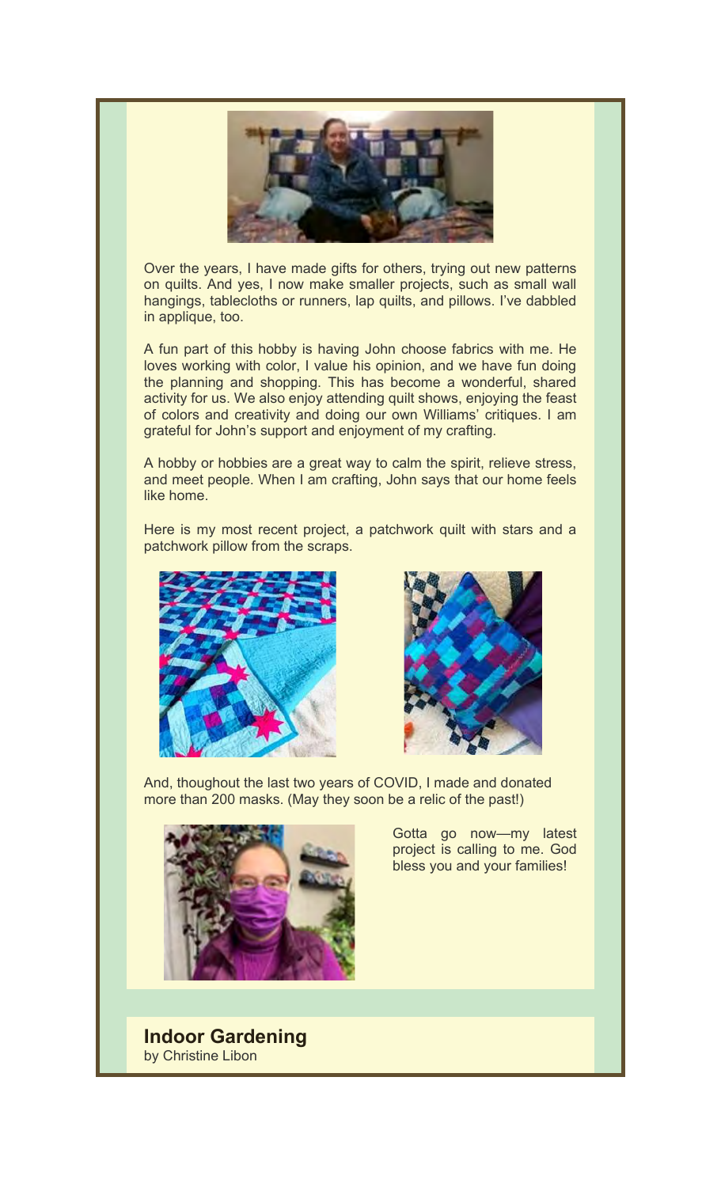Over the years, I have made gifts for others, trying out new patterns on quilts. And yes, I now make smaller projects, such as small wall hangings, tablecloths or runners, lap quilts, and pillows. I've dabbled in applique, too.

A fun part of this hobby is having John choose fabrics with me. He loves working with color, I value his opinion, and we have fun doing the planning and shopping. This has become a wonderful, shared activity for us. We also enjoy attending quilt shows, enjoying the feast of colors and creativity and doing our own Williams' critiques. I am grateful for John's support and enjoyment of my crafting.

A hobby or hobbies are a great way to calm the spirit, relieve stress, and meet people. When I am crafting, John says that our home feels like home.

Here is my most recent project, a patchwork quilt with stars and a patchwork pillow from the scraps.

And, thoughout the last two years of COVID, I made and donated more than 200 masks. (May they soon be a relic of the past!)

Gotta go now—my latest project is calling to me. God bless you and your families!

## Indoor Gardening

by Christine Libon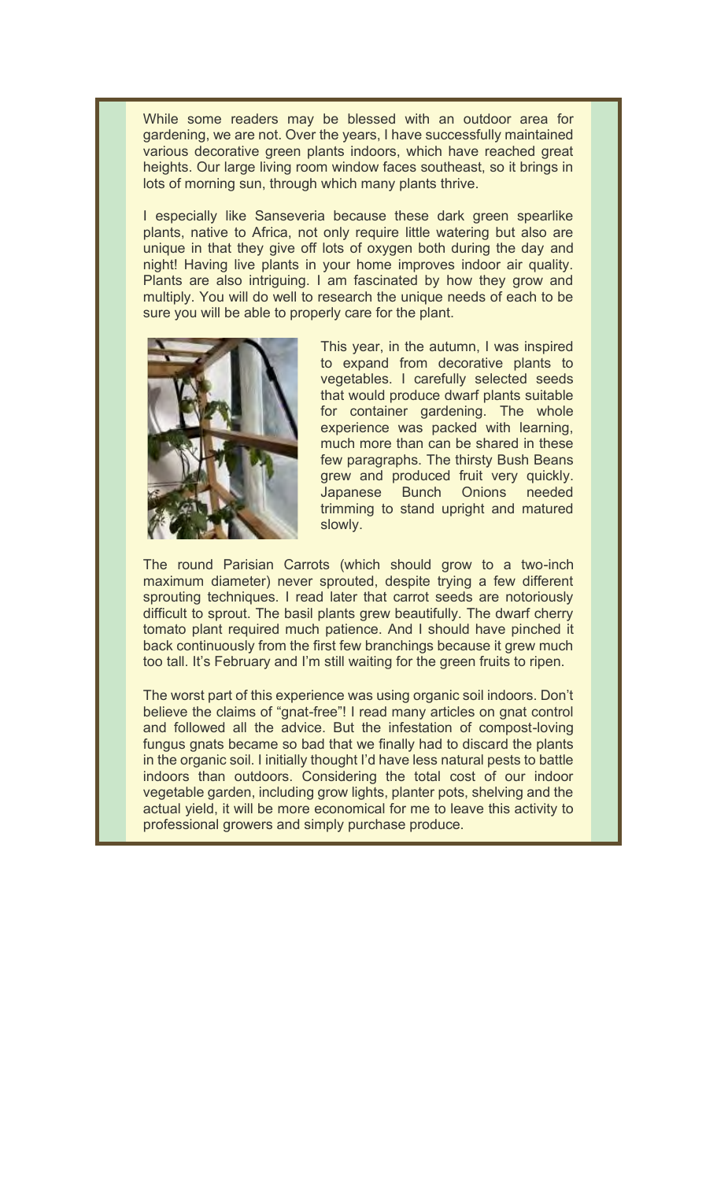While some readers may be blessed with an outdoor area for gardening, we are not. Over the years, I have successfully maintained various decorative green plants indoors, which have reached great heights. Our large living room window faces southeast, so it brings in lots of morning sun, through which many plants thrive.

I especially like Sanseveria because these dark green spearlike plants, native to Africa, not only require little watering but also are unique in that they give off lots of oxygen both during the day and night! Having live plants in your home improves indoor air quality. Plants are also intriguing. I am fascinated by how they grow and multiply. You will do well to research the unique needs of each to be sure you will be able to properly care for the plant.

This year, in the autumn, I was inspired to expand from decorative plants to vegetables. I carefully selected seeds that would produce dwarf plants suitable for container gardening. The whole experience was packed with learning, much more than can be shared in these few paragraphs. The thirsty Bush Beans grew and produced fruit very quickly. Japanese Bunch Onions needed trimming to stand upright and matured slowly.

The round Parisian Carrots (which should grow to a two-inch maximum diameter) never sprouted, despite trying a few different sprouting techniques. I read later that carrot seeds are notoriously difficult to sprout. The basil plants grew beautifully. The dwarf cherry tomato plant required much patience. And I should have pinched it back continuously from the first few branchings because it grew much too tall. It's February and I'm still waiting for the green fruits to ripen.

The worst part of this experience was using organic soil indoors. Don't believe the claims of "gnat-free"! I read many articles on gnat control and followed all the advice. But the infestation of compost-loving fungus gnats became so bad that we finally had to discard the plants in the organic soil. I initially thought I'd have less natural pests to battle indoors than outdoors. Considering the total cost of our indoor vegetable garden, including grow lights, planter pots, shelving and the actual yield, it will be more economical for me to leave this activity to professional growers and simply purchase produce.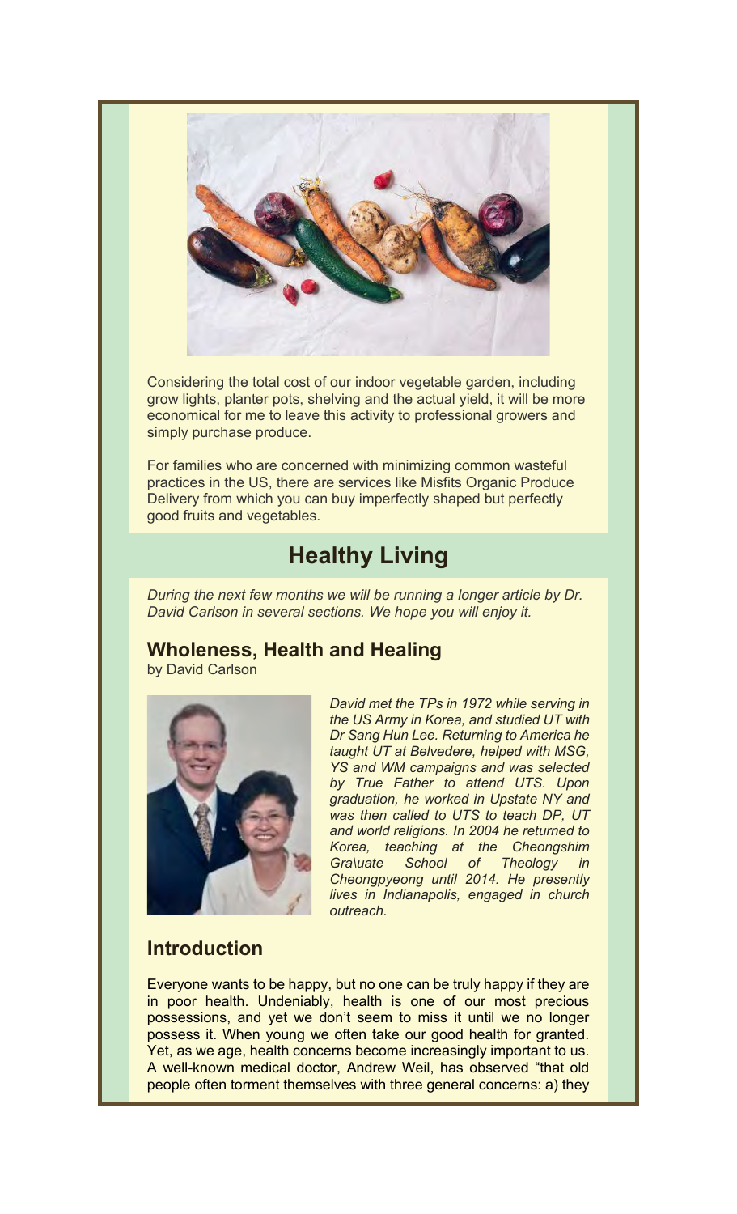Considering the total cost of our indoor vegetable garden, including grow lights, planter pots, shelving and the actual yield, it will be more economical for me to leave this activity to professional growers and simply purchase produce.

For families who are concerned with minimizing common wasteful practices in the US, there are services like Misfits Organic Produce Delivery from which you can buy imperfectly shaped but perfectly good fruits and vegetables.

# Healthy Living

*During the next few months we will be running a longer article by Dr. David Carlson in several sections. We hope you will enjoy it.*

## Wholeness, Health and Healing

by David Carlson

*David met the TPs in 1972 while serving in the US Army in Korea, and studied UT with Dr Sang Hun Lee. Returning to America he taught UT at Belvedere, helped with MSG, YS and WM campaigns and was selected by True Father to attend UTS. Upon graduation, he worked in Upstate NY and was then called to UTS to teach DP, UT and world religions. In 2004 he returned to Korea, teaching at the Cheongshim Gra\uate School of Theology in Cheongpyeong until 2014. He presently lives in Indianapolis, engaged in church outreach.*

### Introduction

Everyone wants to be happy, but no one can be truly happy if they are in poor health. Undeniably, health is one of our most precious possessions, and yet we don't seem to miss it until we no longer possess it. When young we often take our good health for granted. Yet, as we age, health concerns become increasingly important to us. A well-known medical doctor, Andrew Weil, has observed "that old people often torment themselves with three general concerns: a) they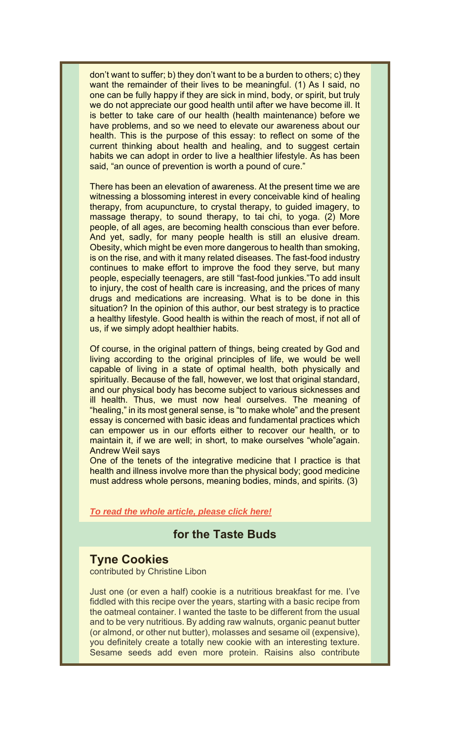don't want to suffer; b) they don't want to be a burden to others; c) they want the remainder of their lives to be meaningful. (1) As I said, no one can be fully happy if they are sick in mind, body, or spirit, but truly we do not appreciate our good health until after we have become ill. It is better to take care of our health (health maintenance) before we have problems, and so we need to elevate our awareness about our health. This is the purpose of this essay: to reflect on some of the current thinking about health and healing, and to suggest certain habits we can adopt in order to live a healthier lifestyle. As has been said, "an ounce of prevention is worth a pound of cure."

There has been an elevation of awareness. At the present time we are witnessing a blossoming interest in every conceivable kind of healing therapy, from acupuncture, to crystal therapy, to guided imagery, to massage therapy, to sound therapy, to tai chi, to yoga. (2) More people, of all ages, are becoming health conscious than ever before. And yet, sadly, for many people health is still an elusive dream. Obesity, which might be even more dangerous to health than smoking, is on the rise, and with it many related diseases. The fast-food industry continues to make effort to improve the food they serve, but many people, especially teenagers, are still "fast-food junkies."To add insult to injury, the cost of health care is increasing, and the prices of many drugs and medications are increasing. What is to be done in this situation? In the opinion of this author, our best strategy is to practice a healthy lifestyle. Good health is within the reach of most, if not all of us, if we simply adopt healthier habits.

Of course, in the original pattern of things, being created by God and living according to the original principles of life, we would be well capable of living in a state of optimal health, both physically and spiritually. Because of the fall, however, we lost that original standard, and our physical body has become subject to various sicknesses and ill health. Thus, we must now heal ourselves. The meaning of "healing," in its most general sense, is "to make whole" and the present essay is concerned with basic ideas and fundamental practices which can empower us in our efforts either to recover our health, or to maintain it, if we are well; in short, to make ourselves "whole"again. Andrew Weil says

One of the tenets of the integrative medicine that I practice is that health and illness involve more than the physical body; good medicine must address whole persons, meaning bodies, minds, and spirits. (3)

***To read the whole article, please click here!***

## for the Taste Buds

## Tyne Cookies

contributed by Christine Libon

Just one (or even a half) cookie is a nutritious breakfast for me. I've fiddled with this recipe over the years, starting with a basic recipe from the oatmeal container. I wanted the taste to be different from the usual and to be very nutritious. By adding raw walnuts, organic peanut butter (or almond, or other nut butter), molasses and sesame oil (expensive), you definitely create a totally new cookie with an interesting texture. Sesame seeds add even more protein. Raisins also contribute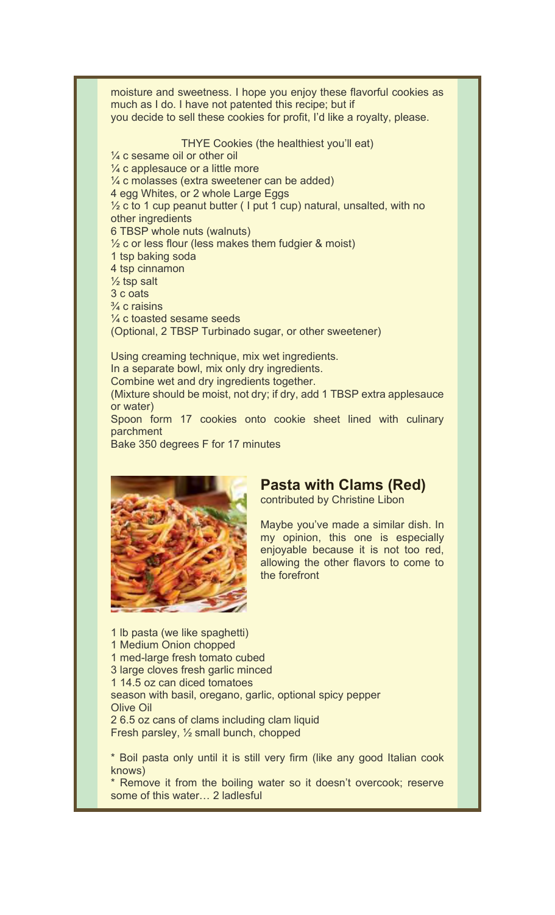moisture and sweetness. I hope you enjoy these flavorful cookies as much as I do. I have not patented this recipe; but if you decide to sell these cookies for profit, I'd like a royalty, please.

THYE Cookies (the healthiest you'll eat)

¼ c sesame oil or other oil
¼ c applesauce or a little more
¼ c molasses (extra sweetener can be added)
4 egg Whites, or 2 whole Large Eggs
½ c to 1 cup peanut butter ( I put 1 cup) natural, unsalted, with no other ingredients
6 TBSP whole nuts (walnuts)
½ c or less flour (less makes them fudgier & moist)
1 tsp baking soda
4 tsp cinnamon
½ tsp salt
3 c oats
¾ c raisins
¼ c toasted sesame seeds
(Optional, 2 TBSP Turbinado sugar, or other sweetener)

Using creaming technique, mix wet ingredients.
In a separate bowl, mix only dry ingredients.
Combine wet and dry ingredients together.
(Mixture should be moist, not dry; if dry, add 1 TBSP extra applesauce or water)
Spoon form 17 cookies onto cookie sheet lined with culinary parchment
Bake 350 degrees F for 17 minutes

## Pasta with Clams (Red)

contributed by Christine Libon

Maybe you've made a similar dish. In my opinion, this one is especially enjoyable because it is not too red, allowing the other flavors to come to the forefront

1 lb pasta (we like spaghetti)
1 Medium Onion chopped
1 med-large fresh tomato cubed
3 large cloves fresh garlic minced
1 14.5 oz can diced tomatoes
season with basil, oregano, garlic, optional spicy pepper
Olive Oil
2 6.5 oz cans of clams including clam liquid
Fresh parsley, ½ small bunch, chopped

* Boil pasta only until it is still very firm (like any good Italian cook knows)
* Remove it from the boiling water so it doesn't overcook; reserve some of this water… 2 ladlesful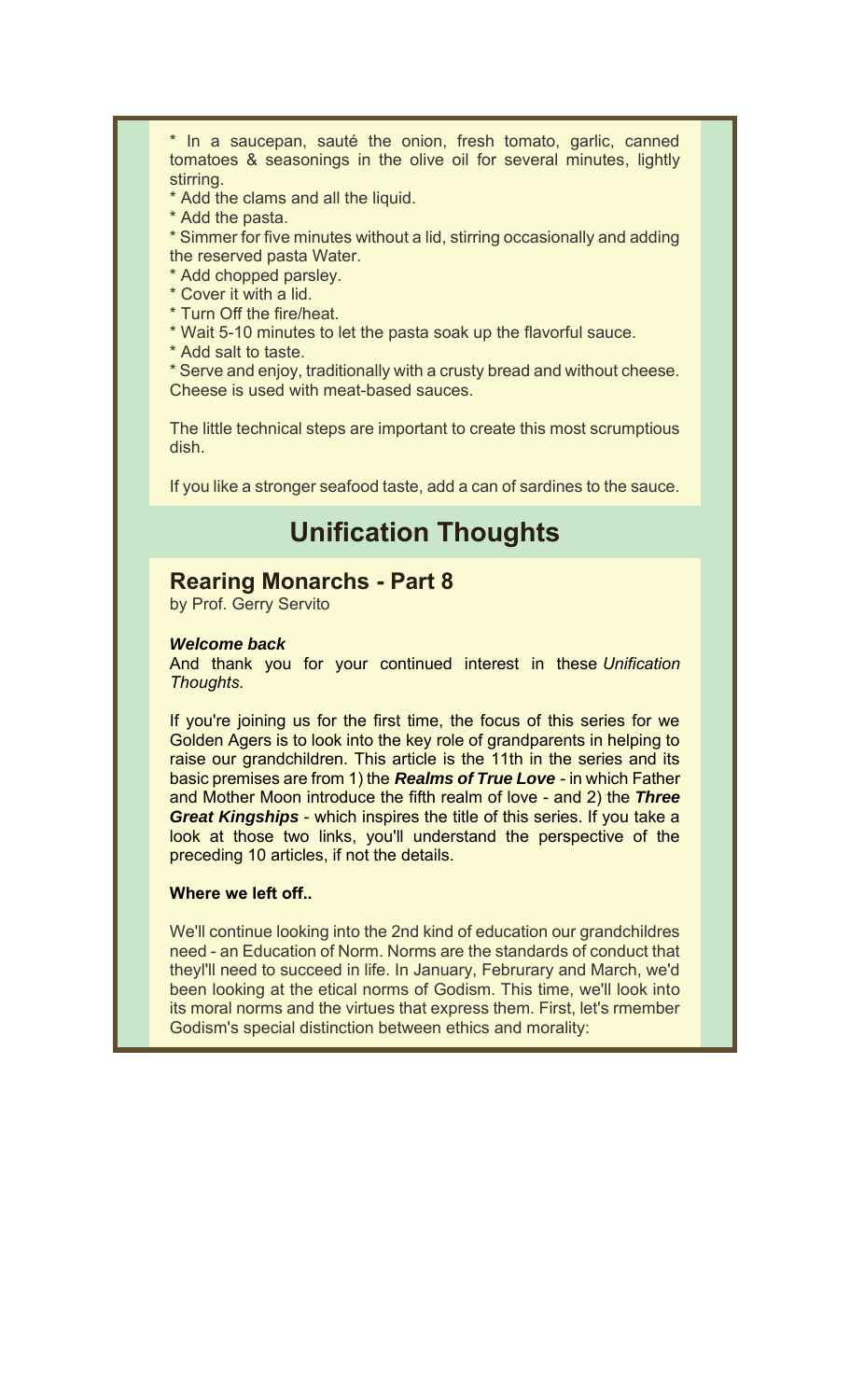* In a saucepan, sauté the onion, fresh tomato, garlic, canned tomatoes & seasonings in the olive oil for several minutes, lightly stirring.
* Add the clams and all the liquid.
* Add the pasta.
* Simmer for five minutes without a lid, stirring occasionally and adding the reserved pasta Water.
* Add chopped parsley.
* Cover it with a lid.
* Turn Off the fire/heat.
* Wait 5-10 minutes to let the pasta soak up the flavorful sauce.
* Add salt to taste.
* Serve and enjoy, traditionally with a crusty bread and without cheese. Cheese is used with meat-based sauces.

The little technical steps are important to create this most scrumptious dish.

If you like a stronger seafood taste, add a can of sardines to the sauce.

# Unification Thoughts

## Rearing Monarchs - Part 8

by Prof. Gerry Servito

***Welcome back***

And thank you for your continued interest in these *Unification Thoughts.*

If you're joining us for the first time, the focus of this series for we Golden Agers is to look into the key role of grandparents in helping to raise our grandchildren. This article is the 11th in the series and its basic premises are from 1) the ***Realms of True Love*** - in which Father and Mother Moon introduce the fifth realm of love - and 2) the ***Three Great Kingships*** - which inspires the title of this series. If you take a look at those two links, you'll understand the perspective of the preceding 10 articles, if not the details.

**Where we left off..**

We'll continue looking into the 2nd kind of education our grandchildres need - an Education of Norm. Norms are the standards of conduct that theyl'll need to succeed in life. In January, Februrary and March, we'd been looking at the etical norms of Godism. This time, we'll look into its moral norms and the virtues that express them. First, let's rmember Godism's special distinction between ethics and morality: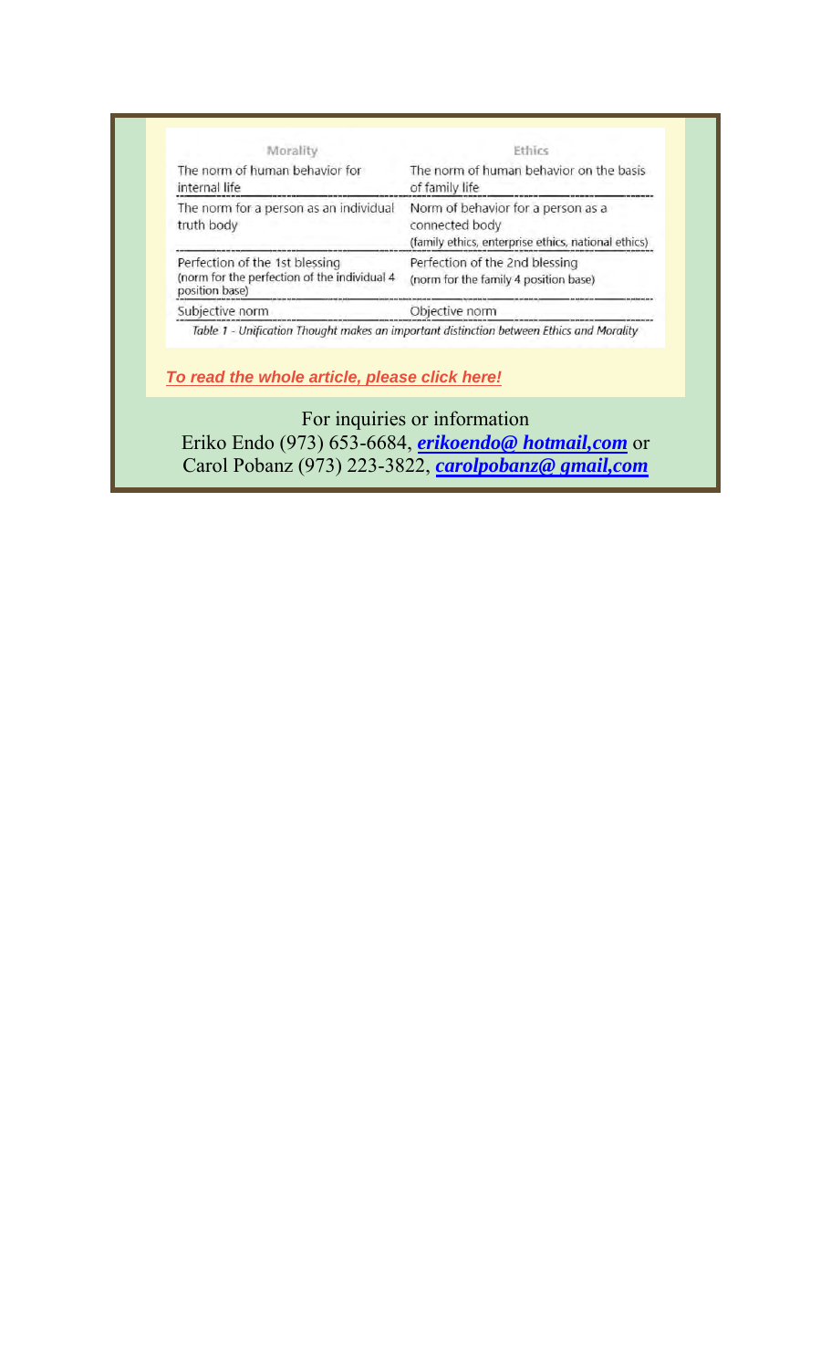| Morality | Ethics |
|---|---|
| The norm of human behavior for internal life | The norm of human behavior on the basis of family life |
| The norm for a person as an individual truth body | Norm of behavior for a person as a connected body (family ethics, enterprise ethics, national ethics) |
| Perfection of the 1st blessing (norm for the perfection of the individual 4 position base) | Perfection of the 2nd blessing (norm for the family 4 position base) |
| Subjective norm | Objective norm |

*Table 1 - Unification Thought makes an important distinction between Ethics and Morality*

***To read the whole article, please click here!***

For inquiries or information
Eriko Endo (973) 653-6684, ***erikoendo@ hotmail,com*** or
Carol Pobanz (973) 223-3822, ***carolpobanz@ gmail,com***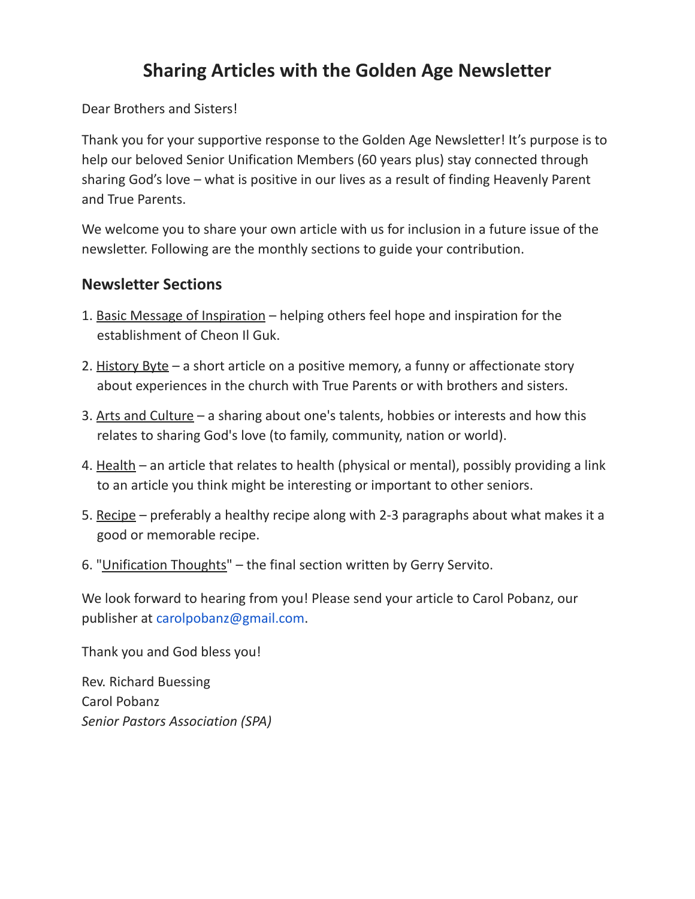# Sharing Articles with the Golden Age Newsletter

Dear Brothers and Sisters!

Thank you for your supportive response to the Golden Age Newsletter! It's purpose is to help our beloved Senior Unification Members (60 years plus) stay connected through sharing God's love – what is positive in our lives as a result of finding Heavenly Parent and True Parents.

We welcome you to share your own article with us for inclusion in a future issue of the newsletter. Following are the monthly sections to guide your contribution.

## Newsletter Sections

1. Basic Message of Inspiration – helping others feel hope and inspiration for the establishment of Cheon Il Guk.
2. History Byte – a short article on a positive memory, a funny or affectionate story about experiences in the church with True Parents or with brothers and sisters.
3. Arts and Culture – a sharing about one's talents, hobbies or interests and how this relates to sharing God's love (to family, community, nation or world).
4. Health – an article that relates to health (physical or mental), possibly providing a link to an article you think might be interesting or important to other seniors.
5. Recipe – preferably a healthy recipe along with 2-3 paragraphs about what makes it a good or memorable recipe.
6. "Unification Thoughts" – the final section written by Gerry Servito.

We look forward to hearing from you! Please send your article to Carol Pobanz, our publisher at carolpobanz@gmail.com.

Thank you and God bless you!

Rev. Richard Buessing
Carol Pobanz
*Senior Pastors Association (SPA)*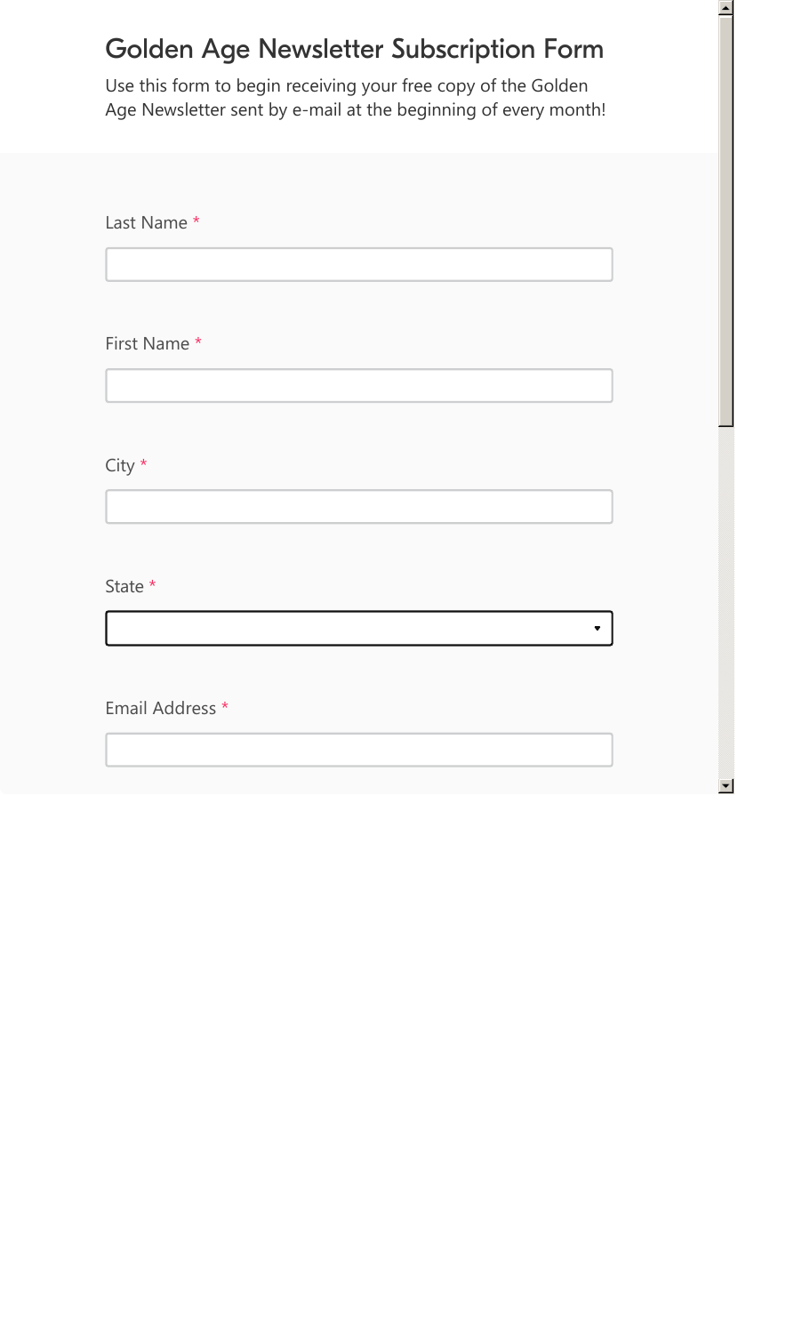# Golden Age Newsletter Subscription Form

Use this form to begin receiving your free copy of the Golden Age Newsletter sent by e-mail at the beginning of every month!

Last Name *

First Name *

City *

State *

Email Address *